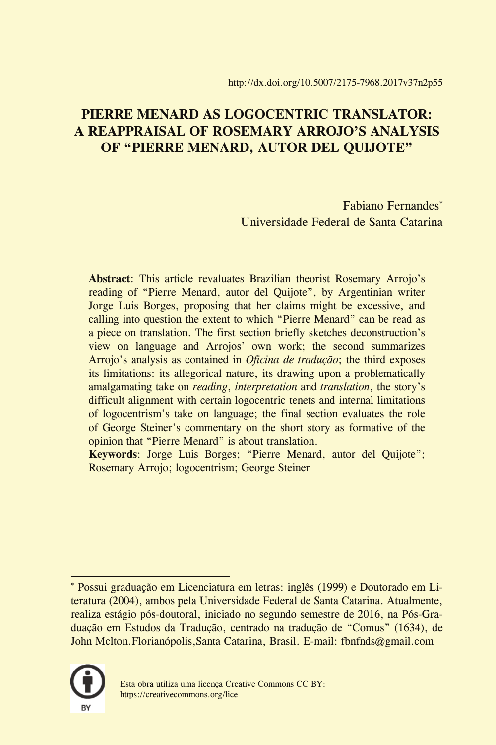http://dx.doi.org/10.5007/2175-7968.2017v37n2p55

# PIERRE MENARD AS LOGOCENTRIC TRANSLATOR: A REAPPRAISAL OF ROSEMARY ARROJO'S ANALYSIS OF "PIERRE MENARD, AUTOR DEL QUIJOTE"

Fabiano Fernandes[*]
Universidade Federal de Santa Catarina

**Abstract**: This article revaluates Brazilian theorist Rosemary Arrojo's reading of "Pierre Menard, autor del Quijote", by Argentinian writer Jorge Luis Borges, proposing that her claims might be excessive, and calling into question the extent to which "Pierre Menard" can be read as a piece on translation. The first section briefly sketches deconstruction's view on language and Arrojos' own work; the second summarizes Arrojo's analysis as contained in *Oficina de tradução*; the third exposes its limitations: its allegorical nature, its drawing upon a problematically amalgamating take on *reading*, *interpretation* and *translation*, the story's difficult alignment with certain logocentric tenets and internal limitations of logocentrism's take on language; the final section evaluates the role of George Steiner's commentary on the short story as formative of the opinion that "Pierre Menard" is about translation.

**Keywords**: Jorge Luis Borges; "Pierre Menard, autor del Quijote"; Rosemary Arrojo; logocentrism; George Steiner

---

[*] Possui graduação em Licenciatura em letras: inglês (1999) e Doutorado em Literatura (2004), ambos pela Universidade Federal de Santa Catarina. Atualmente, realiza estágio pós-doutoral, iniciado no segundo semestre de 2016, na Pós-Graduação em Estudos da Tradução, centrado na tradução de "Comus" (1634), de John Mclton.Florianópolis,Santa Catarina, Brasil. E-mail: fbnfnds@gmail.com

Esta obra utiliza uma licença Creative Commons CC BY:
https://creativecommons.org/lice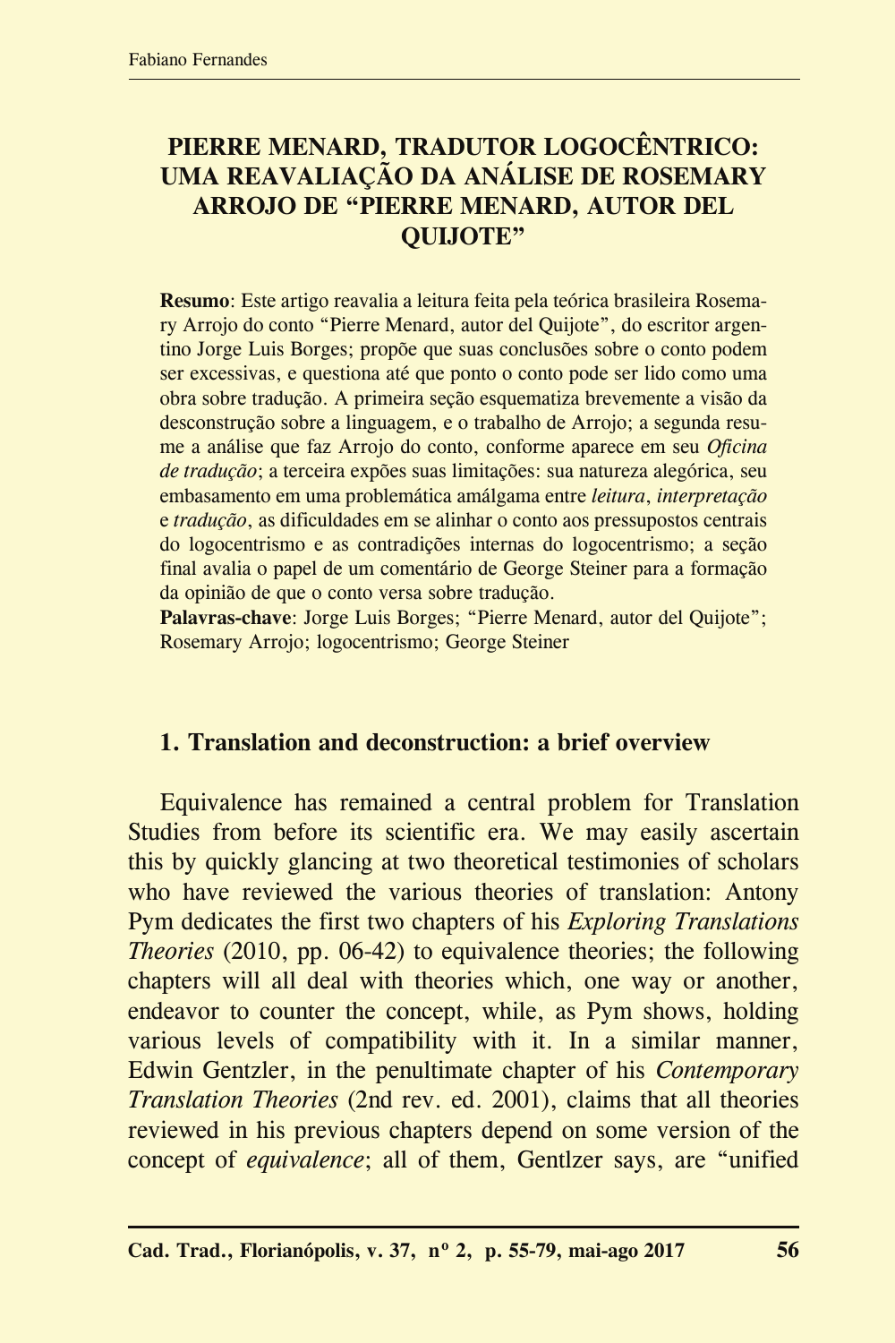# PIERRE MENARD, TRADUTOR LOGOCÊNTRICO: UMA REAVALIAÇÃO DA ANÁLISE DE ROSEMARY ARROJO DE "PIERRE MENARD, AUTOR DEL QUIJOTE"

**Resumo**: Este artigo reavalia a leitura feita pela teórica brasileira Rosemary Arrojo do conto "Pierre Menard, autor del Quijote", do escritor argentino Jorge Luis Borges; propõe que suas conclusões sobre o conto podem ser excessivas, e questiona até que ponto o conto pode ser lido como uma obra sobre tradução. A primeira seção esquematiza brevemente a visão da desconstrução sobre a linguagem, e o trabalho de Arrojo; a segunda resume a análise que faz Arrojo do conto, conforme aparece em seu *Oficina de tradução*; a terceira expões suas limitações: sua natureza alegórica, seu embasamento em uma problemática amálgama entre *leitura*, *interpretação* e *tradução*, as dificuldades em se alinhar o conto aos pressupostos centrais do logocentrismo e as contradições internas do logocentrismo; a seção final avalia o papel de um comentário de George Steiner para a formação da opinião de que o conto versa sobre tradução.

**Palavras-chave**: Jorge Luis Borges; "Pierre Menard, autor del Quijote"; Rosemary Arrojo; logocentrismo; George Steiner

## 1. Translation and deconstruction: a brief overview

Equivalence has remained a central problem for Translation Studies from before its scientific era. We may easily ascertain this by quickly glancing at two theoretical testimonies of scholars who have reviewed the various theories of translation: Antony Pym dedicates the first two chapters of his *Exploring Translations Theories* (2010, pp. 06-42) to equivalence theories; the following chapters will all deal with theories which, one way or another, endeavor to counter the concept, while, as Pym shows, holding various levels of compatibility with it. In a similar manner, Edwin Gentzler, in the penultimate chapter of his *Contemporary Translation Theories* (2nd rev. ed. 2001), claims that all theories reviewed in his previous chapters depend on some version of the concept of *equivalence*; all of them, Gentlzer says, are "unified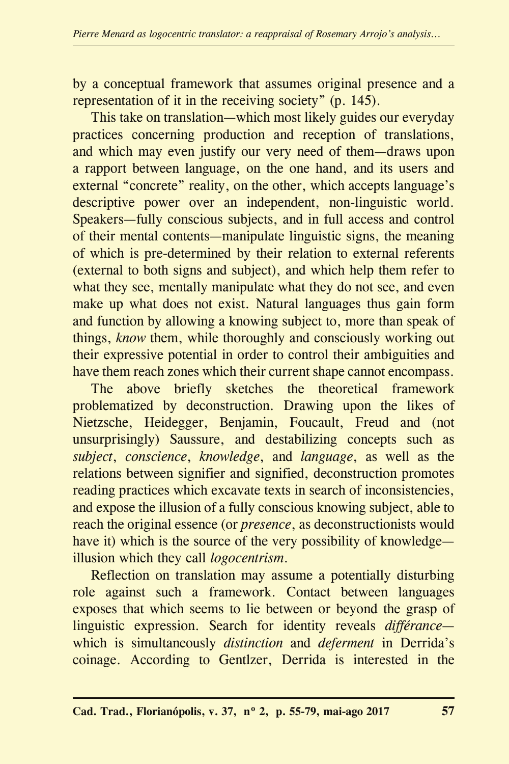by a conceptual framework that assumes original presence and a representation of it in the receiving society" (p. 145).

This take on translation—which most likely guides our everyday practices concerning production and reception of translations, and which may even justify our very need of them—draws upon a rapport between language, on the one hand, and its users and external "concrete" reality, on the other, which accepts language's descriptive power over an independent, non-linguistic world. Speakers—fully conscious subjects, and in full access and control of their mental contents—manipulate linguistic signs, the meaning of which is pre-determined by their relation to external referents (external to both signs and subject), and which help them refer to what they see, mentally manipulate what they do not see, and even make up what does not exist. Natural languages thus gain form and function by allowing a knowing subject to, more than speak of things, *know* them, while thoroughly and consciously working out their expressive potential in order to control their ambiguities and have them reach zones which their current shape cannot encompass.

The above briefly sketches the theoretical framework problematized by deconstruction. Drawing upon the likes of Nietzsche, Heidegger, Benjamin, Foucault, Freud and (not unsurprisingly) Saussure, and destabilizing concepts such as *subject*, *conscience*, *knowledge*, and *language*, as well as the relations between signifier and signified, deconstruction promotes reading practices which excavate texts in search of inconsistencies, and expose the illusion of a fully conscious knowing subject, able to reach the original essence (or *presence*, as deconstructionists would have it) which is the source of the very possibility of knowledge—illusion which they call *logocentrism*.

Reflection on translation may assume a potentially disturbing role against such a framework. Contact between languages exposes that which seems to lie between or beyond the grasp of linguistic expression. Search for identity reveals *différance*—which is simultaneously *distinction* and *deferment* in Derrida's coinage. According to Gentlzer, Derrida is interested in the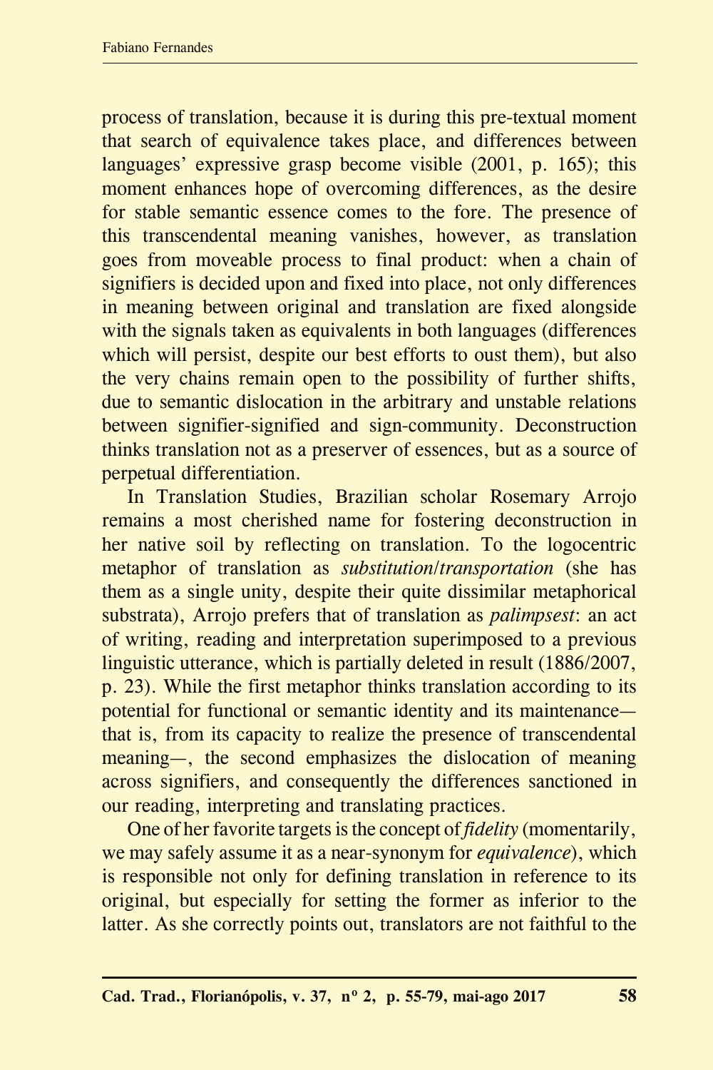process of translation, because it is during this pre-textual moment that search of equivalence takes place, and differences between languages' expressive grasp become visible (2001, p. 165); this moment enhances hope of overcoming differences, as the desire for stable semantic essence comes to the fore. The presence of this transcendental meaning vanishes, however, as translation goes from moveable process to final product: when a chain of signifiers is decided upon and fixed into place, not only differences in meaning between original and translation are fixed alongside with the signals taken as equivalents in both languages (differences which will persist, despite our best efforts to oust them), but also the very chains remain open to the possibility of further shifts, due to semantic dislocation in the arbitrary and unstable relations between signifier-signified and sign-community. Deconstruction thinks translation not as a preserver of essences, but as a source of perpetual differentiation.

In Translation Studies, Brazilian scholar Rosemary Arrojo remains a most cherished name for fostering deconstruction in her native soil by reflecting on translation. To the logocentric metaphor of translation as *substitution/transportation* (she has them as a single unity, despite their quite dissimilar metaphorical substrata), Arrojo prefers that of translation as *palimpsest*: an act of writing, reading and interpretation superimposed to a previous linguistic utterance, which is partially deleted in result (1886/2007, p. 23). While the first metaphor thinks translation according to its potential for functional or semantic identity and its maintenance—that is, from its capacity to realize the presence of transcendental meaning—, the second emphasizes the dislocation of meaning across signifiers, and consequently the differences sanctioned in our reading, interpreting and translating practices.

One of her favorite targets is the concept of *fidelity* (momentarily, we may safely assume it as a near-synonym for *equivalence*), which is responsible not only for defining translation in reference to its original, but especially for setting the former as inferior to the latter. As she correctly points out, translators are not faithful to the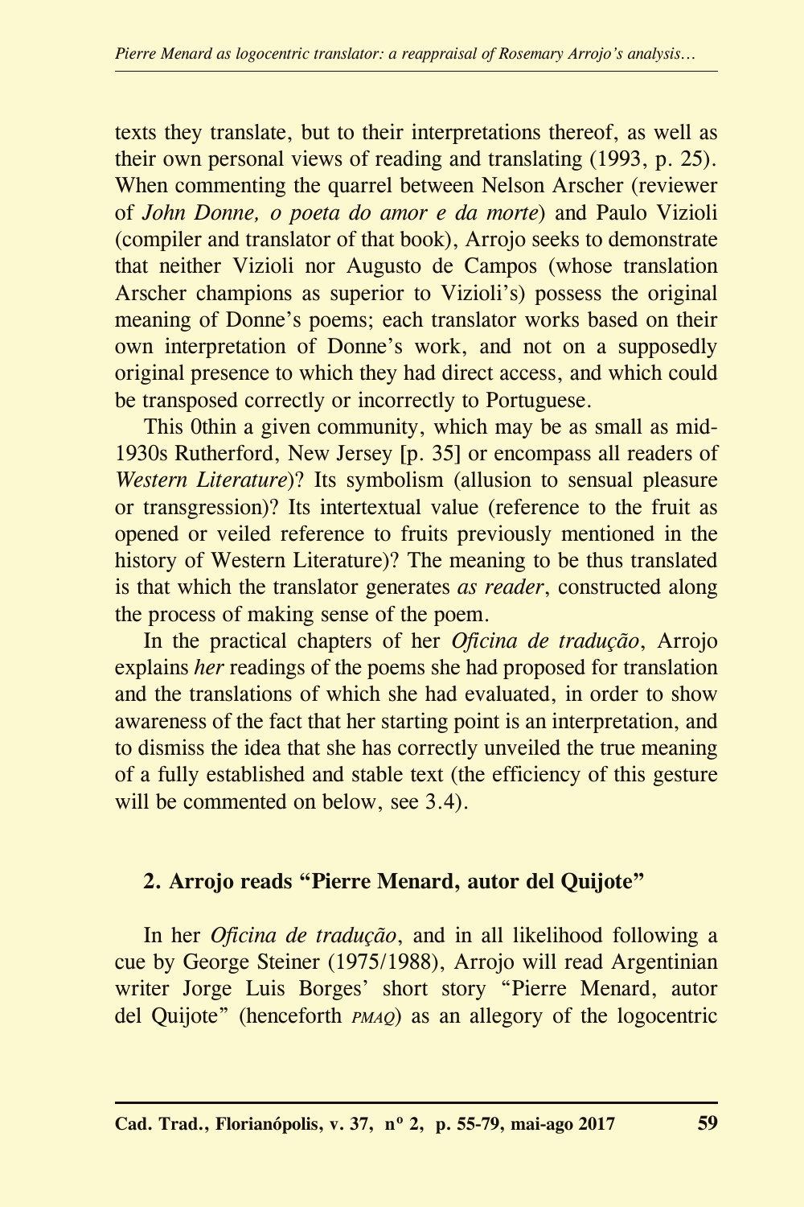texts they translate, but to their interpretations thereof, as well as their own personal views of reading and translating (1993, p. 25). When commenting the quarrel between Nelson Arscher (reviewer of *John Donne, o poeta do amor e da morte*) and Paulo Vizioli (compiler and translator of that book), Arrojo seeks to demonstrate that neither Vizioli nor Augusto de Campos (whose translation Arscher champions as superior to Vizioli's) possess the original meaning of Donne's poems; each translator works based on their own interpretation of Donne's work, and not on a supposedly original presence to which they had direct access, and which could be transposed correctly or incorrectly to Portuguese.

This 0thin a given community, which may be as small as mid-1930s Rutherford, New Jersey [p. 35] or encompass all readers of *Western Literature*)? Its symbolism (allusion to sensual pleasure or transgression)? Its intertextual value (reference to the fruit as opened or veiled reference to fruits previously mentioned in the history of Western Literature)? The meaning to be thus translated is that which the translator generates *as reader*, constructed along the process of making sense of the poem.

In the practical chapters of her *Oficina de tradução*, Arrojo explains *her* readings of the poems she had proposed for translation and the translations of which she had evaluated, in order to show awareness of the fact that her starting point is an interpretation, and to dismiss the idea that she has correctly unveiled the true meaning of a fully established and stable text (the efficiency of this gesture will be commented on below, see 3.4).

## 2. Arrojo reads "Pierre Menard, autor del Quijote"

In her *Oficina de tradução*, and in all likelihood following a cue by George Steiner (1975/1988), Arrojo will read Argentinian writer Jorge Luis Borges' short story "Pierre Menard, autor del Quijote" (henceforth PMAQ) as an allegory of the logocentric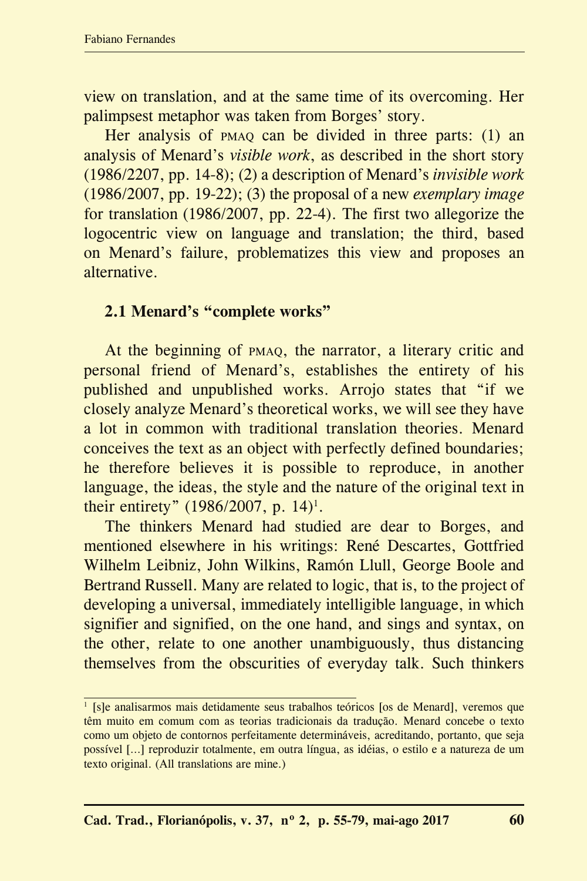view on translation, and at the same time of its overcoming. Her palimpsest metaphor was taken from Borges' story.

Her analysis of PMAQ can be divided in three parts: (1) an analysis of Menard's *visible work*, as described in the short story (1986/2207, pp. 14-8); (2) a description of Menard's *invisible work* (1986/2007, pp. 19-22); (3) the proposal of a new *exemplary image* for translation (1986/2007, pp. 22-4). The first two allegorize the logocentric view on language and translation; the third, based on Menard's failure, problematizes this view and proposes an alternative.

### 2.1 Menard's "complete works"

At the beginning of PMAQ, the narrator, a literary critic and personal friend of Menard's, establishes the entirety of his published and unpublished works. Arrojo states that "if we closely analyze Menard's theoretical works, we will see they have a lot in common with traditional translation theories. Menard conceives the text as an object with perfectly defined boundaries; he therefore believes it is possible to reproduce, in another language, the ideas, the style and the nature of the original text in their entirety" (1986/2007, p. 14)[1].

The thinkers Menard had studied are dear to Borges, and mentioned elsewhere in his writings: René Descartes, Gottfried Wilhelm Leibniz, John Wilkins, Ramón Llull, George Boole and Bertrand Russell. Many are related to logic, that is, to the project of developing a universal, immediately intelligible language, in which signifier and signified, on the one hand, and sings and syntax, on the other, relate to one another unambiguously, thus distancing themselves from the obscurities of everyday talk. Such thinkers

---

[1] [s]e analisarmos mais detidamente seus trabalhos teóricos [os de Menard], veremos que têm muito em comum com as teorias tradicionais da tradução. Menard concebe o texto como um objeto de contornos perfeitamente determináveis, acreditando, portanto, que seja possível [...] reproduzir totalmente, em outra língua, as idéias, o estilo e a natureza de um texto original. (All translations are mine.)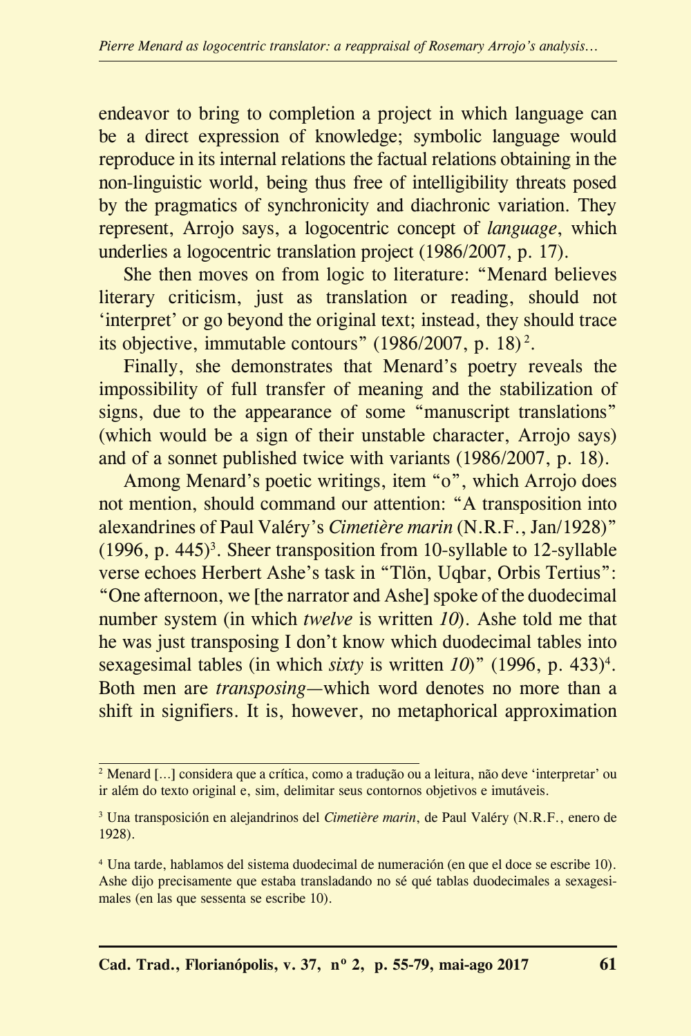endeavor to bring to completion a project in which language can be a direct expression of knowledge; symbolic language would reproduce in its internal relations the factual relations obtaining in the non-linguistic world, being thus free of intelligibility threats posed by the pragmatics of synchronicity and diachronic variation. They represent, Arrojo says, a logocentric concept of *language*, which underlies a logocentric translation project (1986/2007, p. 17).

She then moves on from logic to literature: "Menard believes literary criticism, just as translation or reading, should not 'interpret' or go beyond the original text; instead, they should trace its objective, immutable contours" (1986/2007, p. 18)[2].

Finally, she demonstrates that Menard's poetry reveals the impossibility of full transfer of meaning and the stabilization of signs, due to the appearance of some "manuscript translations" (which would be a sign of their unstable character, Arrojo says) and of a sonnet published twice with variants (1986/2007, p. 18).

Among Menard's poetic writings, item "o", which Arrojo does not mention, should command our attention: "A transposition into alexandrines of Paul Valéry's *Cimetière marin* (N.R.F., Jan/1928)" (1996, p. 445)[3]. Sheer transposition from 10-syllable to 12-syllable verse echoes Herbert Ashe's task in "Tlön, Uqbar, Orbis Tertius": "One afternoon, we [the narrator and Ashe] spoke of the duodecimal number system (in which *twelve* is written *10*). Ashe told me that he was just transposing I don't know which duodecimal tables into sexagesimal tables (in which *sixty* is written *10*)" (1996, p. 433)[4]. Both men are *transposing*—which word denotes no more than a shift in signifiers. It is, however, no metaphorical approximation

---

[2] Menard [...] considera que a crítica, como a tradução ou a leitura, não deve 'interpretar' ou ir além do texto original e, sim, delimitar seus contornos objetivos e imutáveis.

[3] Una transposición en alejandrinos del *Cimetière marin*, de Paul Valéry (N.R.F., enero de 1928).

[4] Una tarde, hablamos del sistema duodecimal de numeración (en que el doce se escribe 10). Ashe dijo precisamente que estaba transladando no sé qué tablas duodecimales a sexagesimales (en las que sessenta se escribe 10).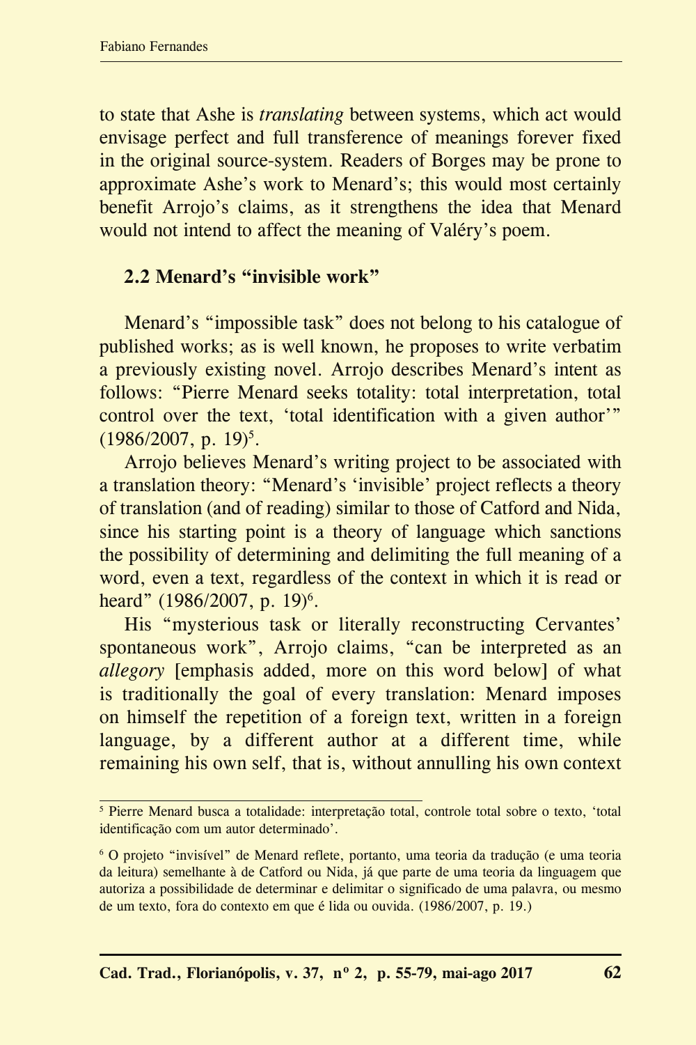to state that Ashe is *translating* between systems, which act would envisage perfect and full transference of meanings forever fixed in the original source-system. Readers of Borges may be prone to approximate Ashe's work to Menard's; this would most certainly benefit Arrojo's claims, as it strengthens the idea that Menard would not intend to affect the meaning of Valéry's poem.

## 2.2 Menard's "invisible work"

Menard's "impossible task" does not belong to his catalogue of published works; as is well known, he proposes to write verbatim a previously existing novel. Arrojo describes Menard's intent as follows: "Pierre Menard seeks totality: total interpretation, total control over the text, 'total identification with a given author'" (1986/2007, p. 19)[5].

Arrojo believes Menard's writing project to be associated with a translation theory: "Menard's 'invisible' project reflects a theory of translation (and of reading) similar to those of Catford and Nida, since his starting point is a theory of language which sanctions the possibility of determining and delimiting the full meaning of a word, even a text, regardless of the context in which it is read or heard" (1986/2007, p. 19)[6].

His "mysterious task or literally reconstructing Cervantes' spontaneous work", Arrojo claims, "can be interpreted as an *allegory* [emphasis added, more on this word below] of what is traditionally the goal of every translation: Menard imposes on himself the repetition of a foreign text, written in a foreign language, by a different author at a different time, while remaining his own self, that is, without annulling his own context

---

[5] Pierre Menard busca a totalidade: interpretação total, controle total sobre o texto, 'total identificação com um autor determinado'.

[6] O projeto "invisível" de Menard reflete, portanto, uma teoria da tradução (e uma teoria da leitura) semelhante à de Catford ou Nida, já que parte de uma teoria da linguagem que autoriza a possibilidade de determinar e delimitar o significado de uma palavra, ou mesmo de um texto, fora do contexto em que é lida ou ouvida. (1986/2007, p. 19.)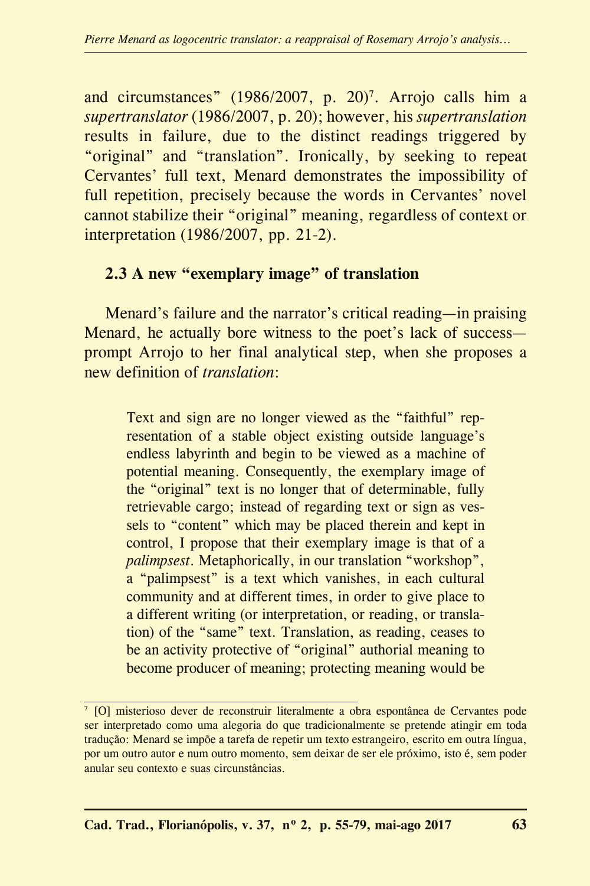and circumstances" (1986/2007, p. 20)[7]. Arrojo calls him a *supertranslator* (1986/2007, p. 20); however, his *supertranslation* results in failure, due to the distinct readings triggered by "original" and "translation". Ironically, by seeking to repeat Cervantes' full text, Menard demonstrates the impossibility of full repetition, precisely because the words in Cervantes' novel cannot stabilize their "original" meaning, regardless of context or interpretation (1986/2007, pp. 21-2).

### 2.3 A new "exemplary image" of translation

Menard's failure and the narrator's critical reading—in praising Menard, he actually bore witness to the poet's lack of success—prompt Arrojo to her final analytical step, when she proposes a new definition of *translation*:

> Text and sign are no longer viewed as the "faithful" representation of a stable object existing outside language's endless labyrinth and begin to be viewed as a machine of potential meaning. Consequently, the exemplary image of the "original" text is no longer that of determinable, fully retrievable cargo; instead of regarding text or sign as vessels to "content" which may be placed therein and kept in control, I propose that their exemplary image is that of a *palimpsest*. Metaphorically, in our translation "workshop", a "palimpsest" is a text which vanishes, in each cultural community and at different times, in order to give place to a different writing (or interpretation, or reading, or translation) of the "same" text. Translation, as reading, ceases to be an activity protective of "original" authorial meaning to become producer of meaning; protecting meaning would be

---

[7] [O] misterioso dever de reconstruir literalmente a obra espontânea de Cervantes pode ser interpretado como uma alegoria do que tradicionalmente se pretende atingir em toda tradução: Menard se impõe a tarefa de repetir um texto estrangeiro, escrito em outra língua, por um outro autor e num outro momento, sem deixar de ser ele próximo, isto é, sem poder anular seu contexto e suas circunstâncias.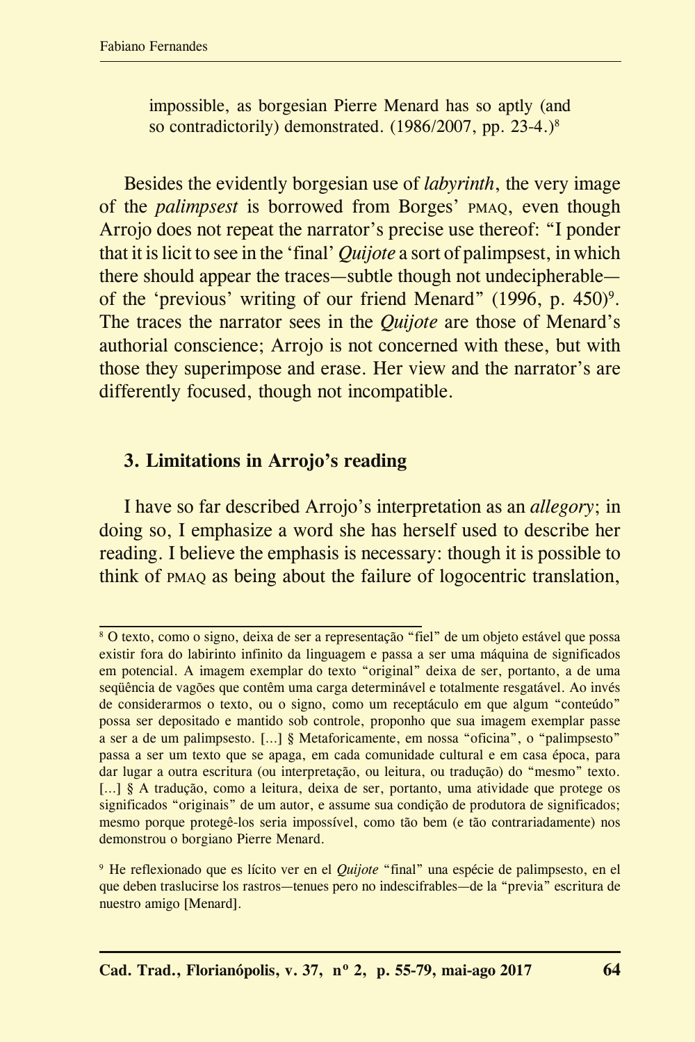impossible, as borgesian Pierre Menard has so aptly (and so contradictorily) demonstrated. (1986/2007, pp. 23-4.)[8]

Besides the evidently borgesian use of *labyrinth*, the very image of the *palimpsest* is borrowed from Borges' PMAQ, even though Arrojo does not repeat the narrator's precise use thereof: "I ponder that it is licit to see in the 'final' *Quijote* a sort of palimpsest, in which there should appear the traces—subtle though not undecipherable—of the 'previous' writing of our friend Menard" (1996, p. 450)[9]. The traces the narrator sees in the *Quijote* are those of Menard's authorial conscience; Arrojo is not concerned with these, but with those they superimpose and erase. Her view and the narrator's are differently focused, though not incompatible.

## 3. Limitations in Arrojo's reading

I have so far described Arrojo's interpretation as an *allegory*; in doing so, I emphasize a word she has herself used to describe her reading. I believe the emphasis is necessary: though it is possible to think of PMAQ as being about the failure of logocentric translation,

---

[8] O texto, como o signo, deixa de ser a representação "fiel" de um objeto estável que possa existir fora do labirinto infinito da linguagem e passa a ser uma máquina de significados em potencial. A imagem exemplar do texto "original" deixa de ser, portanto, a de uma seqüência de vagões que contêm uma carga determinável e totalmente resgatável. Ao invés de considerarmos o texto, ou o signo, como um receptáculo em que algum "conteúdo" possa ser depositado e mantido sob controle, proponho que sua imagem exemplar passe a ser a de um palimpsesto. [...] § Metaforicamente, em nossa "oficina", o "palimpsesto" passa a ser um texto que se apaga, em cada comunidade cultural e em casa época, para dar lugar a outra escritura (ou interpretação, ou leitura, ou tradução) do "mesmo" texto. [...] § A tradução, como a leitura, deixa de ser, portanto, uma atividade que protege os significados "originais" de um autor, e assume sua condição de produtora de significados; mesmo porque protegê-los seria impossível, como tão bem (e tão contrariadamente) nos demonstrou o borgiano Pierre Menard.

[9] He reflexionado que es lícito ver en el *Quijote* "final" una espécie de palimpsesto, en el que deben traslucirse los rastros—tenues pero no indescifrables—de la "previa" escritura de nuestro amigo [Menard].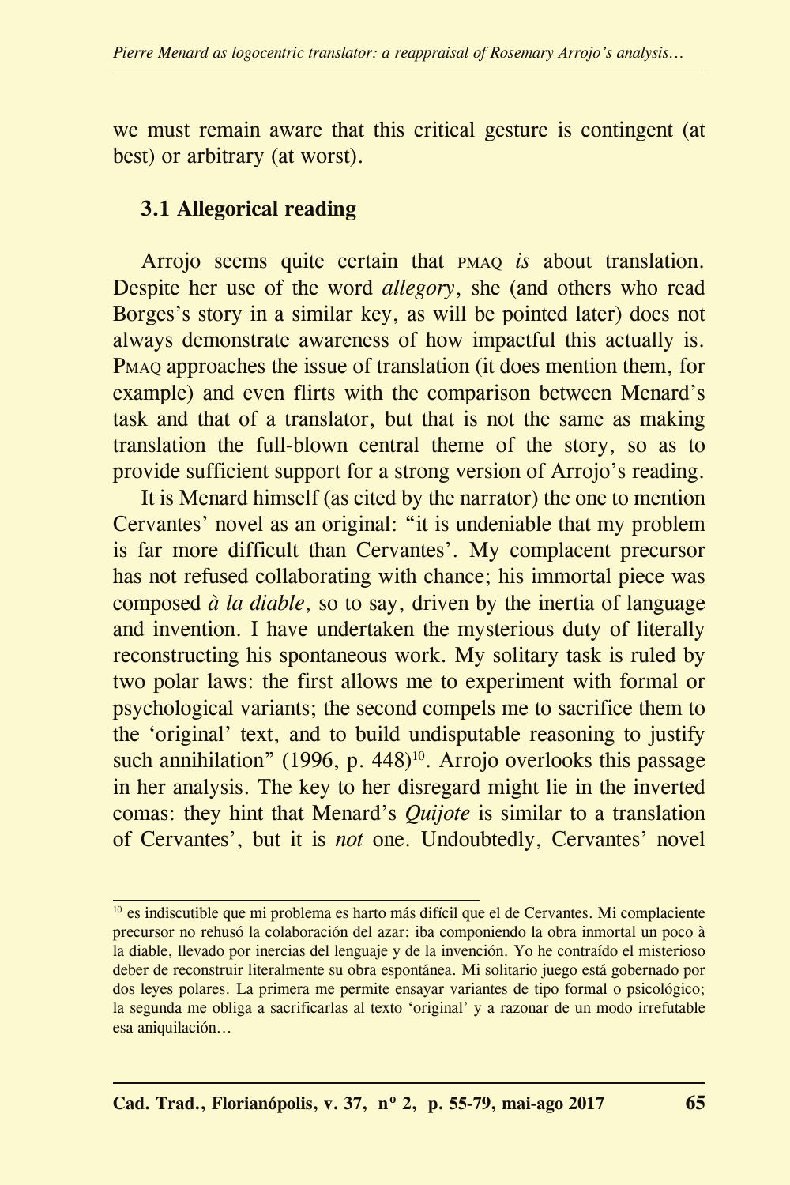we must remain aware that this critical gesture is contingent (at best) or arbitrary (at worst).

### 3.1 Allegorical reading

Arrojo seems quite certain that PMAQ *is* about translation. Despite her use of the word *allegory*, she (and others who read Borges's story in a similar key, as will be pointed later) does not always demonstrate awareness of how impactful this actually is. PMAQ approaches the issue of translation (it does mention them, for example) and even flirts with the comparison between Menard's task and that of a translator, but that is not the same as making translation the full-blown central theme of the story, so as to provide sufficient support for a strong version of Arrojo's reading.

It is Menard himself (as cited by the narrator) the one to mention Cervantes' novel as an original: "it is undeniable that my problem is far more difficult than Cervantes'. My complacent precursor has not refused collaborating with chance; his immortal piece was composed *à la diable*, so to say, driven by the inertia of language and invention. I have undertaken the mysterious duty of literally reconstructing his spontaneous work. My solitary task is ruled by two polar laws: the first allows me to experiment with formal or psychological variants; the second compels me to sacrifice them to the 'original' text, and to build undisputable reasoning to justify such annihilation" (1996, p. 448)[10]. Arrojo overlooks this passage in her analysis. The key to her disregard might lie in the inverted comas: they hint that Menard's *Quijote* is similar to a translation of Cervantes', but it is *not* one. Undoubtedly, Cervantes' novel

---

[10] es indiscutible que mi problema es harto más difícil que el de Cervantes. Mi complaciente precursor no rehusó la colaboración del azar: iba componiendo la obra inmortal un poco à la diable, llevado por inercias del lenguaje y de la invención. Yo he contraído el misterioso deber de reconstruir literalmente su obra espontánea. Mi solitario juego está gobernado por dos leyes polares. La primera me permite ensayar variantes de tipo formal o psicológico; la segunda me obliga a sacrificarlas al texto 'original' y a razonar de un modo irrefutable esa aniquilación…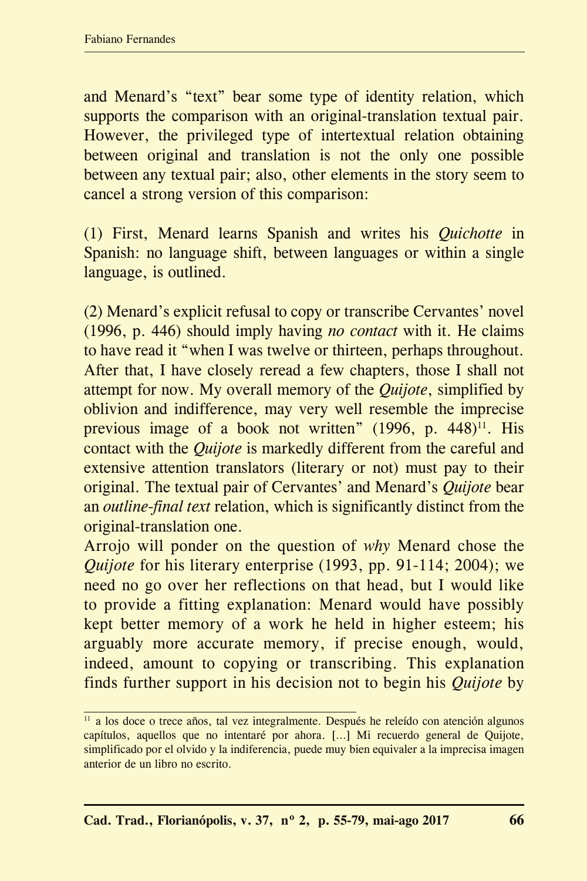and Menard's "text" bear some type of identity relation, which supports the comparison with an original-translation textual pair. However, the privileged type of intertextual relation obtaining between original and translation is not the only one possible between any textual pair; also, other elements in the story seem to cancel a strong version of this comparison:

(1) First, Menard learns Spanish and writes his *Quichotte* in Spanish: no language shift, between languages or within a single language, is outlined.

(2) Menard's explicit refusal to copy or transcribe Cervantes' novel (1996, p. 446) should imply having *no contact* with it. He claims to have read it "when I was twelve or thirteen, perhaps throughout. After that, I have closely reread a few chapters, those I shall not attempt for now. My overall memory of the *Quijote*, simplified by oblivion and indifference, may very well resemble the imprecise previous image of a book not written" (1996, p. 448)[11]. His contact with the *Quijote* is markedly different from the careful and extensive attention translators (literary or not) must pay to their original. The textual pair of Cervantes' and Menard's *Quijote* bear an *outline-final text* relation, which is significantly distinct from the original-translation one.

Arrojo will ponder on the question of *why* Menard chose the *Quijote* for his literary enterprise (1993, pp. 91-114; 2004); we need no go over her reflections on that head, but I would like to provide a fitting explanation: Menard would have possibly kept better memory of a work he held in higher esteem; his arguably more accurate memory, if precise enough, would, indeed, amount to copying or transcribing. This explanation finds further support in his decision not to begin his *Quijote* by

---

[11] a los doce o trece años, tal vez integralmente. Después he releído con atención algunos capítulos, aquellos que no intentaré por ahora. [...] Mi recuerdo general de Quijote, simplificado por el olvido y la indiferencia, puede muy bien equivaler a la imprecisa imagen anterior de un libro no escrito.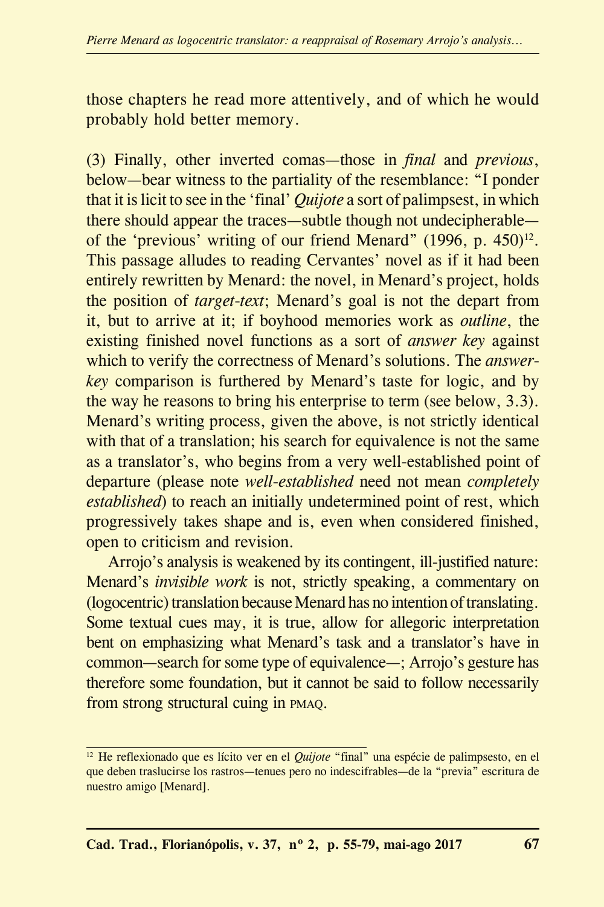those chapters he read more attentively, and of which he would probably hold better memory.

(3) Finally, other inverted comas—those in *final* and *previous*, below—bear witness to the partiality of the resemblance: "I ponder that it is licit to see in the 'final' *Quijote* a sort of palimpsest, in which there should appear the traces—subtle though not undecipherable—of the 'previous' writing of our friend Menard" (1996, p. 450)[12]. This passage alludes to reading Cervantes' novel as if it had been entirely rewritten by Menard: the novel, in Menard's project, holds the position of *target-text*; Menard's goal is not the depart from it, but to arrive at it; if boyhood memories work as *outline*, the existing finished novel functions as a sort of *answer key* against which to verify the correctness of Menard's solutions. The *answer-key* comparison is furthered by Menard's taste for logic, and by the way he reasons to bring his enterprise to term (see below, 3.3). Menard's writing process, given the above, is not strictly identical with that of a translation; his search for equivalence is not the same as a translator's, who begins from a very well-established point of departure (please note *well-established* need not mean *completely established*) to reach an initially undetermined point of rest, which progressively takes shape and is, even when considered finished, open to criticism and revision.

Arrojo's analysis is weakened by its contingent, ill-justified nature: Menard's *invisible work* is not, strictly speaking, a commentary on (logocentric) translation because Menard has no intention of translating. Some textual cues may, it is true, allow for allegoric interpretation bent on emphasizing what Menard's task and a translator's have in common—search for some type of equivalence—; Arrojo's gesture has therefore some foundation, but it cannot be said to follow necessarily from strong structural cuing in PMAQ.

---

[12] He reflexionado que es lícito ver en el *Quijote* "final" una espécie de palimpsesto, en el que deben traslucirse los rastros—tenues pero no indescifrables—de la "previa" escritura de nuestro amigo [Menard].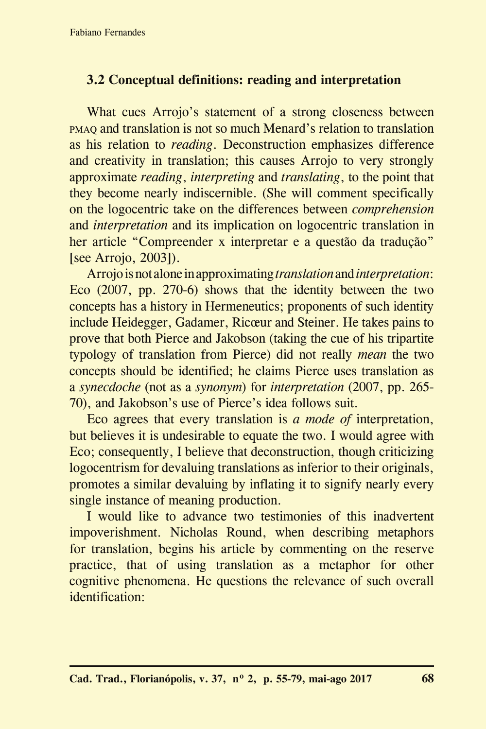### 3.2 Conceptual definitions: reading and interpretation

What cues Arrojo's statement of a strong closeness between PMAQ and translation is not so much Menard's relation to translation as his relation to *reading*. Deconstruction emphasizes difference and creativity in translation; this causes Arrojo to very strongly approximate *reading*, *interpreting* and *translating*, to the point that they become nearly indiscernible. (She will comment specifically on the logocentric take on the differences between *comprehension* and *interpretation* and its implication on logocentric translation in her article "Compreender x interpretar e a questão da tradução" [see Arrojo, 2003]).

Arrojo is not alone in approximating *translation* and *interpretation*: Eco (2007, pp. 270-6) shows that the identity between the two concepts has a history in Hermeneutics; proponents of such identity include Heidegger, Gadamer, Ricœur and Steiner. He takes pains to prove that both Pierce and Jakobson (taking the cue of his tripartite typology of translation from Pierce) did not really *mean* the two concepts should be identified; he claims Pierce uses translation as a *synecdoche* (not as a *synonym*) for *interpretation* (2007, pp. 265-70), and Jakobson's use of Pierce's idea follows suit.

Eco agrees that every translation is *a mode of* interpretation, but believes it is undesirable to equate the two. I would agree with Eco; consequently, I believe that deconstruction, though criticizing logocentrism for devaluing translations as inferior to their originals, promotes a similar devaluing by inflating it to signify nearly every single instance of meaning production.

I would like to advance two testimonies of this inadvertent impoverishment. Nicholas Round, when describing metaphors for translation, begins his article by commenting on the reserve practice, that of using translation as a metaphor for other cognitive phenomena. He questions the relevance of such overall identification: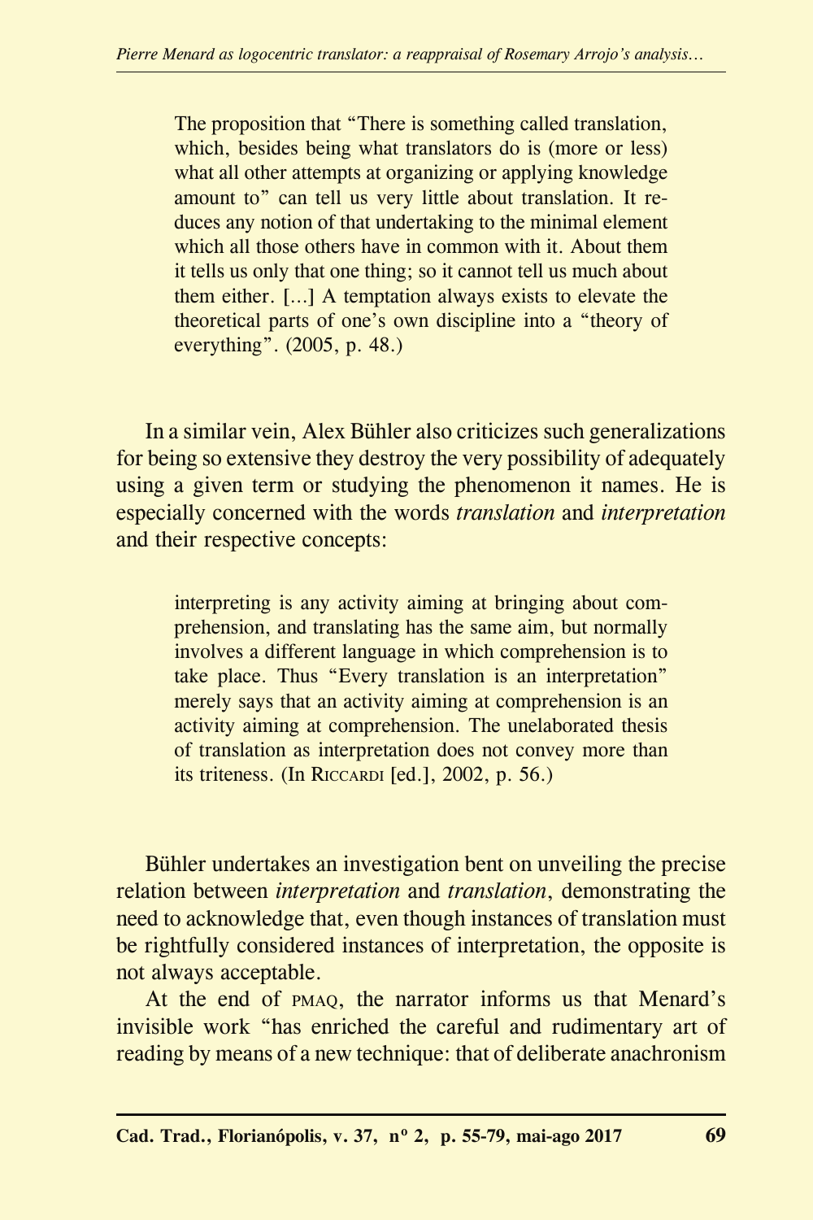> The proposition that "There is something called translation, which, besides being what translators do is (more or less) what all other attempts at organizing or applying knowledge amount to" can tell us very little about translation. It reduces any notion of that undertaking to the minimal element which all those others have in common with it. About them it tells us only that one thing; so it cannot tell us much about them either. [...] A temptation always exists to elevate the theoretical parts of one's own discipline into a "theory of everything". (2005, p. 48.)

In a similar vein, Alex Bühler also criticizes such generalizations for being so extensive they destroy the very possibility of adequately using a given term or studying the phenomenon it names. He is especially concerned with the words *translation* and *interpretation* and their respective concepts:

> interpreting is any activity aiming at bringing about comprehension, and translating has the same aim, but normally involves a different language in which comprehension is to take place. Thus "Every translation is an interpretation" merely says that an activity aiming at comprehension is an activity aiming at comprehension. The unelaborated thesis of translation as interpretation does not convey more than its triteness. (In Riccardi [ed.], 2002, p. 56.)

Bühler undertakes an investigation bent on unveiling the precise relation between *interpretation* and *translation*, demonstrating the need to acknowledge that, even though instances of translation must be rightfully considered instances of interpretation, the opposite is not always acceptable.

At the end of PMAQ, the narrator informs us that Menard's invisible work "has enriched the careful and rudimentary art of reading by means of a new technique: that of deliberate anachronism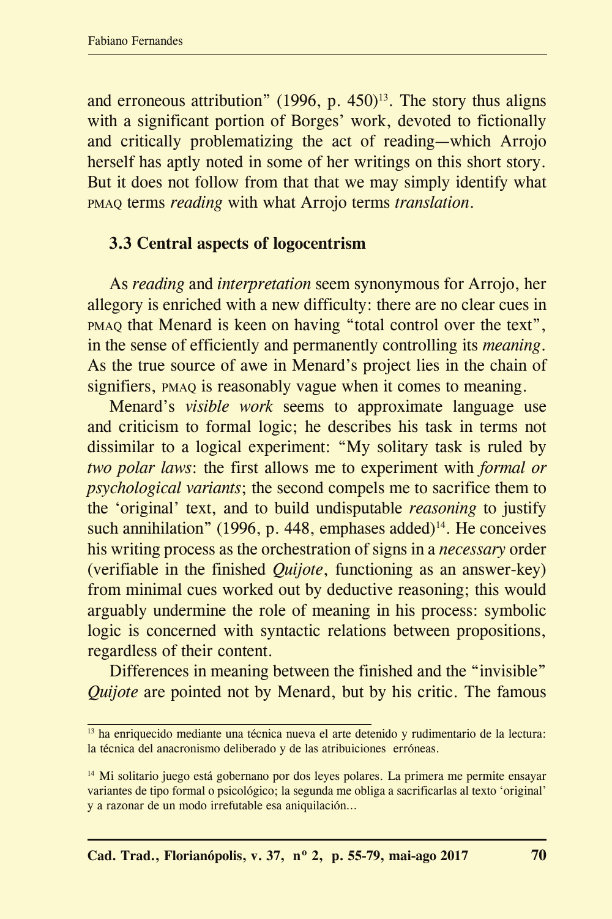and erroneous attribution" (1996, p. 450)[13]. The story thus aligns with a significant portion of Borges' work, devoted to fictionally and critically problematizing the act of reading—which Arrojo herself has aptly noted in some of her writings on this short story. But it does not follow from that that we may simply identify what PMAQ terms *reading* with what Arrojo terms *translation*.

### 3.3 Central aspects of logocentrism

As *reading* and *interpretation* seem synonymous for Arrojo, her allegory is enriched with a new difficulty: there are no clear cues in PMAQ that Menard is keen on having "total control over the text", in the sense of efficiently and permanently controlling its *meaning*. As the true source of awe in Menard's project lies in the chain of signifiers, PMAQ is reasonably vague when it comes to meaning.

Menard's *visible work* seems to approximate language use and criticism to formal logic; he describes his task in terms not dissimilar to a logical experiment: "My solitary task is ruled by *two polar laws*: the first allows me to experiment with *formal or psychological variants*; the second compels me to sacrifice them to the 'original' text, and to build undisputable *reasoning* to justify such annihilation" (1996, p. 448, emphases added)[14]. He conceives his writing process as the orchestration of signs in a *necessary* order (verifiable in the finished *Quijote*, functioning as an answer-key) from minimal cues worked out by deductive reasoning; this would arguably undermine the role of meaning in his process: symbolic logic is concerned with syntactic relations between propositions, regardless of their content.

Differences in meaning between the finished and the "invisible" *Quijote* are pointed not by Menard, but by his critic. The famous

---

[13] ha enriquecido mediante una técnica nueva el arte detenido y rudimentario de la lectura: la técnica del anacronismo deliberado y de las atribuiciones erróneas.

[14] Mi solitario juego está gobernano por dos leyes polares. La primera me permite ensayar variantes de tipo formal o psicológico; la segunda me obliga a sacrificarlas al texto 'original' y a razonar de un modo irrefutable esa aniquilación...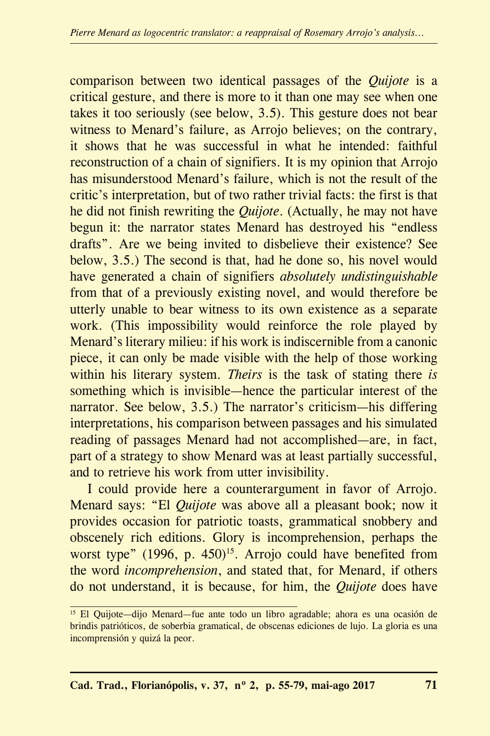comparison between two identical passages of the *Quijote* is a critical gesture, and there is more to it than one may see when one takes it too seriously (see below, 3.5). This gesture does not bear witness to Menard's failure, as Arrojo believes; on the contrary, it shows that he was successful in what he intended: faithful reconstruction of a chain of signifiers. It is my opinion that Arrojo has misunderstood Menard's failure, which is not the result of the critic's interpretation, but of two rather trivial facts: the first is that he did not finish rewriting the *Quijote*. (Actually, he may not have begun it: the narrator states Menard has destroyed his "endless drafts". Are we being invited to disbelieve their existence? See below, 3.5.) The second is that, had he done so, his novel would have generated a chain of signifiers *absolutely undistinguishable* from that of a previously existing novel, and would therefore be utterly unable to bear witness to its own existence as a separate work. (This impossibility would reinforce the role played by Menard's literary milieu: if his work is indiscernible from a canonic piece, it can only be made visible with the help of those working within his literary system. *Theirs* is the task of stating there *is* something which is invisible—hence the particular interest of the narrator. See below, 3.5.) The narrator's criticism—his differing interpretations, his comparison between passages and his simulated reading of passages Menard had not accomplished—are, in fact, part of a strategy to show Menard was at least partially successful, and to retrieve his work from utter invisibility.

I could provide here a counterargument in favor of Arrojo. Menard says: "El *Quijote* was above all a pleasant book; now it provides occasion for patriotic toasts, grammatical snobbery and obscenely rich editions. Glory is incomprehension, perhaps the worst type" (1996, p. 450)[15]. Arrojo could have benefited from the word *incomprehension*, and stated that, for Menard, if others do not understand, it is because, for him, the *Quijote* does have

[15] El Quijote—dijo Menard—fue ante todo un libro agradable; ahora es una ocasión de brindis patrióticos, de soberbia gramatical, de obscenas ediciones de lujo. La gloria es una incomprensión y quizá la peor.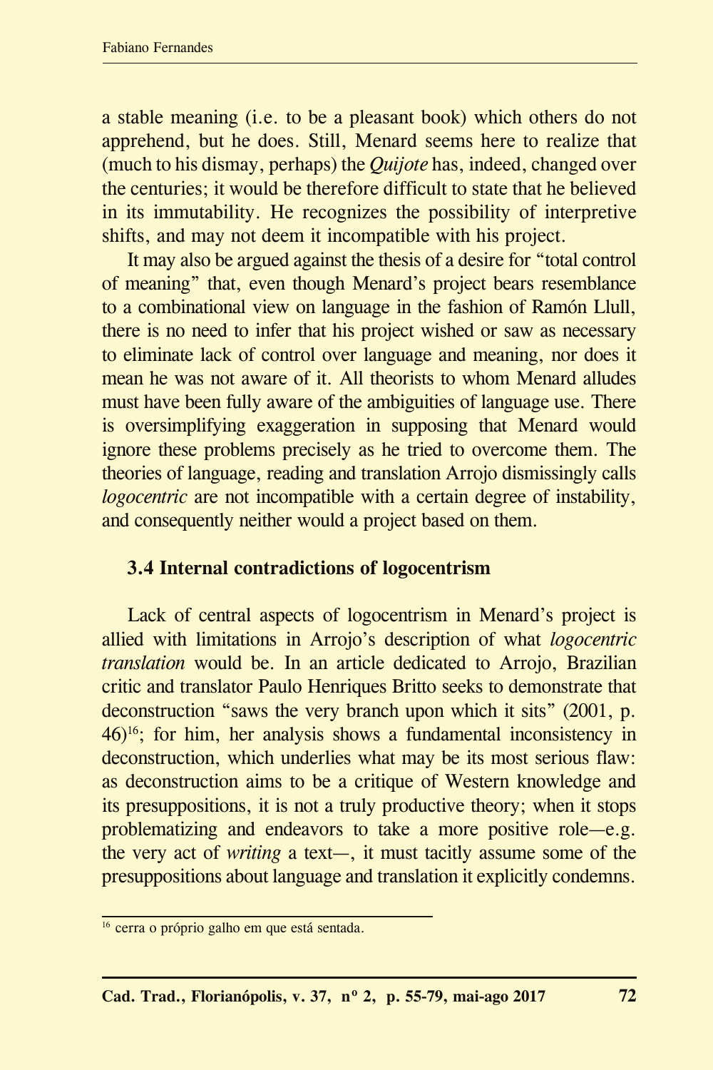a stable meaning (i.e. to be a pleasant book) which others do not apprehend, but he does. Still, Menard seems here to realize that (much to his dismay, perhaps) the *Quijote* has, indeed, changed over the centuries; it would be therefore difficult to state that he believed in its immutability. He recognizes the possibility of interpretive shifts, and may not deem it incompatible with his project.

It may also be argued against the thesis of a desire for "total control of meaning" that, even though Menard's project bears resemblance to a combinational view on language in the fashion of Ramón Llull, there is no need to infer that his project wished or saw as necessary to eliminate lack of control over language and meaning, nor does it mean he was not aware of it. All theorists to whom Menard alludes must have been fully aware of the ambiguities of language use. There is oversimplifying exaggeration in supposing that Menard would ignore these problems precisely as he tried to overcome them. The theories of language, reading and translation Arrojo dismissingly calls *logocentric* are not incompatible with a certain degree of instability, and consequently neither would a project based on them.

### 3.4 Internal contradictions of logocentrism

Lack of central aspects of logocentrism in Menard's project is allied with limitations in Arrojo's description of what *logocentric translation* would be. In an article dedicated to Arrojo, Brazilian critic and translator Paulo Henriques Britto seeks to demonstrate that deconstruction "saws the very branch upon which it sits" (2001, p. 46)[16]; for him, her analysis shows a fundamental inconsistency in deconstruction, which underlies what may be its most serious flaw: as deconstruction aims to be a critique of Western knowledge and its presuppositions, it is not a truly productive theory; when it stops problematizing and endeavors to take a more positive role—e.g. the very act of *writing* a text—, it must tacitly assume some of the presuppositions about language and translation it explicitly condemns.

---

[16] cerra o próprio galho em que está sentada.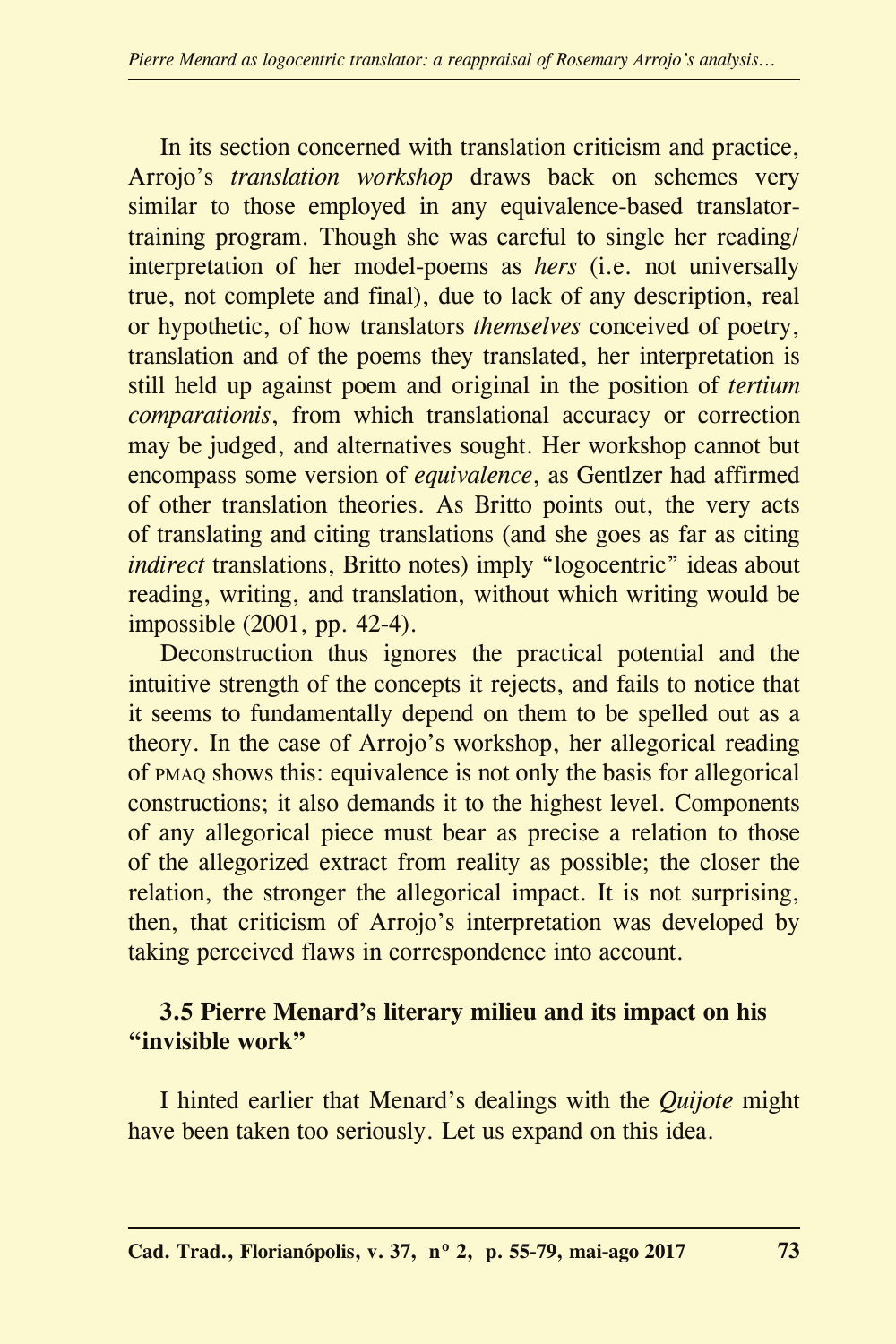In its section concerned with translation criticism and practice, Arrojo's *translation workshop* draws back on schemes very similar to those employed in any equivalence-based translator-training program. Though she was careful to single her reading/ interpretation of her model-poems as *hers* (i.e. not universally true, not complete and final), due to lack of any description, real or hypothetic, of how translators *themselves* conceived of poetry, translation and of the poems they translated, her interpretation is still held up against poem and original in the position of *tertium comparationis*, from which translational accuracy or correction may be judged, and alternatives sought. Her workshop cannot but encompass some version of *equivalence*, as Gentlzer had affirmed of other translation theories. As Britto points out, the very acts of translating and citing translations (and she goes as far as citing *indirect* translations, Britto notes) imply "logocentric" ideas about reading, writing, and translation, without which writing would be impossible (2001, pp. 42-4).

Deconstruction thus ignores the practical potential and the intuitive strength of the concepts it rejects, and fails to notice that it seems to fundamentally depend on them to be spelled out as a theory. In the case of Arrojo's workshop, her allegorical reading of PMAQ shows this: equivalence is not only the basis for allegorical constructions; it also demands it to the highest level. Components of any allegorical piece must bear as precise a relation to those of the allegorized extract from reality as possible; the closer the relation, the stronger the allegorical impact. It is not surprising, then, that criticism of Arrojo's interpretation was developed by taking perceived flaws in correspondence into account.

### 3.5 Pierre Menard's literary milieu and its impact on his "invisible work"

I hinted earlier that Menard's dealings with the *Quijote* might have been taken too seriously. Let us expand on this idea.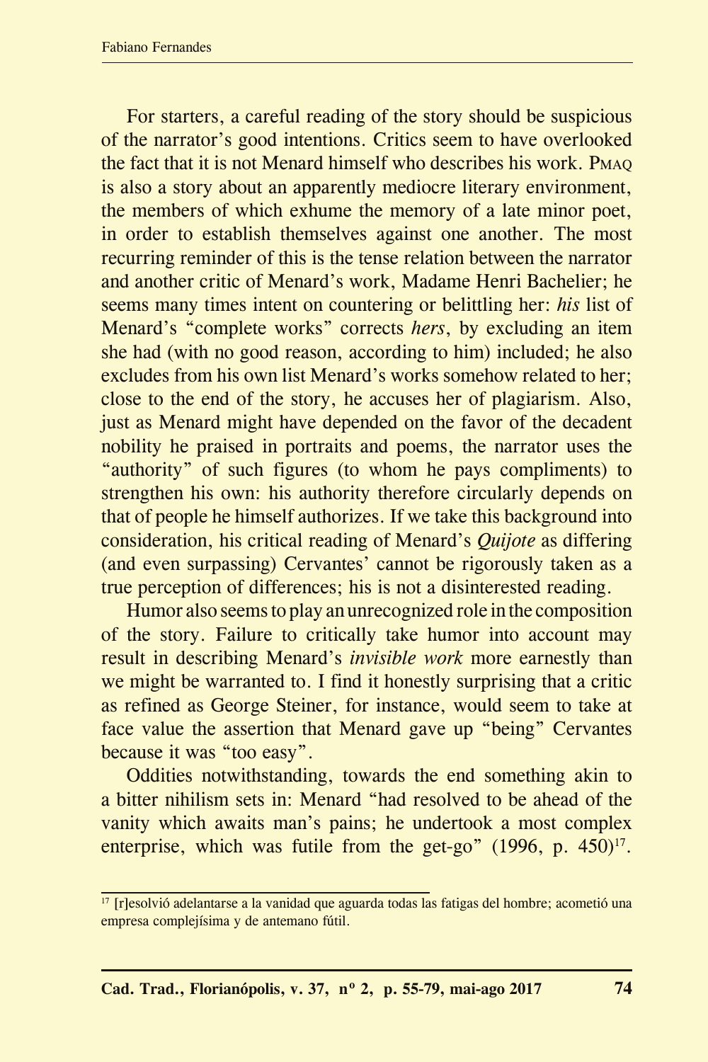For starters, a careful reading of the story should be suspicious of the narrator's good intentions. Critics seem to have overlooked the fact that it is not Menard himself who describes his work. PMAQ is also a story about an apparently mediocre literary environment, the members of which exhume the memory of a late minor poet, in order to establish themselves against one another. The most recurring reminder of this is the tense relation between the narrator and another critic of Menard's work, Madame Henri Bachelier; he seems many times intent on countering or belittling her: *his* list of Menard's "complete works" corrects *hers*, by excluding an item she had (with no good reason, according to him) included; he also excludes from his own list Menard's works somehow related to her; close to the end of the story, he accuses her of plagiarism. Also, just as Menard might have depended on the favor of the decadent nobility he praised in portraits and poems, the narrator uses the "authority" of such figures (to whom he pays compliments) to strengthen his own: his authority therefore circularly depends on that of people he himself authorizes. If we take this background into consideration, his critical reading of Menard's *Quijote* as differing (and even surpassing) Cervantes' cannot be rigorously taken as a true perception of differences; his is not a disinterested reading.

Humor also seems to play an unrecognized role in the composition of the story. Failure to critically take humor into account may result in describing Menard's *invisible work* more earnestly than we might be warranted to. I find it honestly surprising that a critic as refined as George Steiner, for instance, would seem to take at face value the assertion that Menard gave up "being" Cervantes because it was "too easy".

Oddities notwithstanding, towards the end something akin to a bitter nihilism sets in: Menard "had resolved to be ahead of the vanity which awaits man's pains; he undertook a most complex enterprise, which was futile from the get-go" (1996, p. 450)[17].

[17] [r]esolvió adelantarse a la vanidad que aguarda todas las fatigas del hombre; acometió una empresa complejísima y de antemano fútil.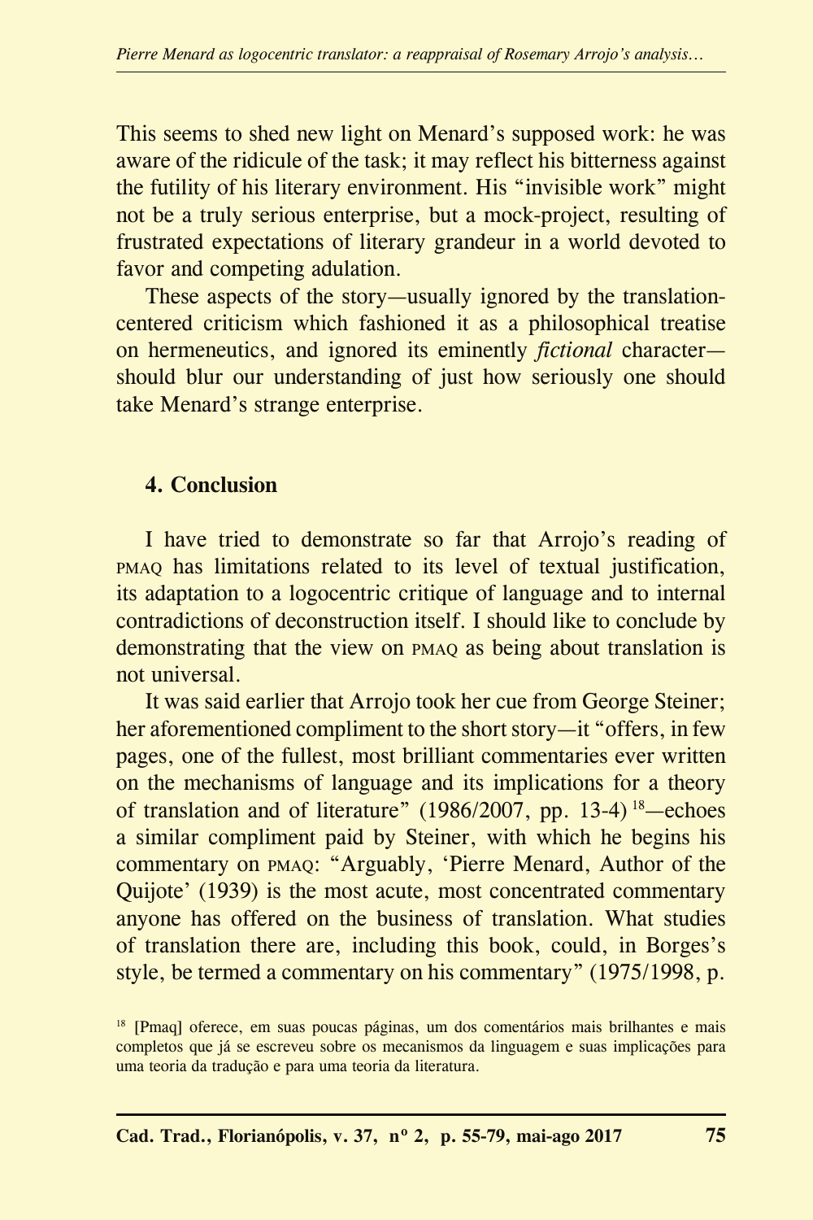This seems to shed new light on Menard's supposed work: he was aware of the ridicule of the task; it may reflect his bitterness against the futility of his literary environment. His "invisible work" might not be a truly serious enterprise, but a mock-project, resulting of frustrated expectations of literary grandeur in a world devoted to favor and competing adulation.

These aspects of the story—usually ignored by the translation-centered criticism which fashioned it as a philosophical treatise on hermeneutics, and ignored its eminently *fictional* character—should blur our understanding of just how seriously one should take Menard's strange enterprise.

## 4. Conclusion

I have tried to demonstrate so far that Arrojo's reading of PMAQ has limitations related to its level of textual justification, its adaptation to a logocentric critique of language and to internal contradictions of deconstruction itself. I should like to conclude by demonstrating that the view on PMAQ as being about translation is not universal.

It was said earlier that Arrojo took her cue from George Steiner; her aforementioned compliment to the short story—it "offers, in few pages, one of the fullest, most brilliant commentaries ever written on the mechanisms of language and its implications for a theory of translation and of literature" (1986/2007, pp. 13-4) [18]—echoes a similar compliment paid by Steiner, with which he begins his commentary on PMAQ: "Arguably, 'Pierre Menard, Author of the Quijote' (1939) is the most acute, most concentrated commentary anyone has offered on the business of translation. What studies of translation there are, including this book, could, in Borges's style, be termed a commentary on his commentary" (1975/1998, p.

[18] [Pmaq] oferece, em suas poucas páginas, um dos comentários mais brilhantes e mais completos que já se escreveu sobre os mecanismos da linguagem e suas implicações para uma teoria da tradução e para uma teoria da literatura.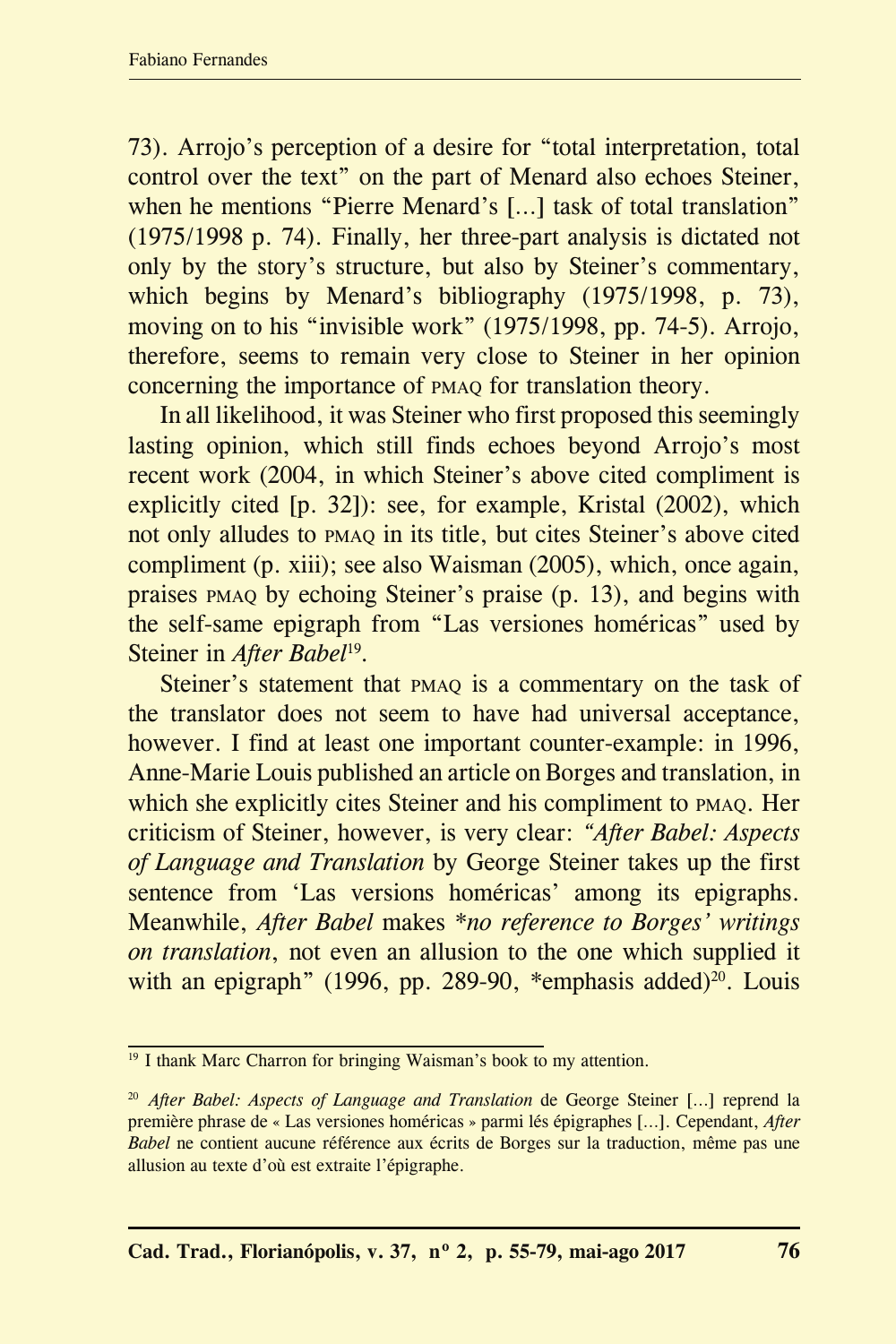73). Arrojo's perception of a desire for "total interpretation, total control over the text" on the part of Menard also echoes Steiner, when he mentions "Pierre Menard's [...] task of total translation" (1975/1998 p. 74). Finally, her three-part analysis is dictated not only by the story's structure, but also by Steiner's commentary, which begins by Menard's bibliography (1975/1998, p. 73), moving on to his "invisible work" (1975/1998, pp. 74-5). Arrojo, therefore, seems to remain very close to Steiner in her opinion concerning the importance of PMAQ for translation theory.

In all likelihood, it was Steiner who first proposed this seemingly lasting opinion, which still finds echoes beyond Arrojo's most recent work (2004, in which Steiner's above cited compliment is explicitly cited [p. 32]): see, for example, Kristal (2002), which not only alludes to PMAQ in its title, but cites Steiner's above cited compliment (p. xiii); see also Waisman (2005), which, once again, praises PMAQ by echoing Steiner's praise (p. 13), and begins with the self-same epigraph from "Las versiones homéricas" used by Steiner in *After Babel*[19].

Steiner's statement that PMAQ is a commentary on the task of the translator does not seem to have had universal acceptance, however. I find at least one important counter-example: in 1996, Anne-Marie Louis published an article on Borges and translation, in which she explicitly cites Steiner and his compliment to PMAQ. Her criticism of Steiner, however, is very clear: *"After Babel: Aspects of Language and Translation* by George Steiner takes up the first sentence from 'Las versions homéricas' among its epigraphs. Meanwhile, *After Babel* makes **no reference to Borges' writings on translation*, not even an allusion to the one which supplied it with an epigraph" (1996, pp. 289-90, *emphasis added)[20]. Louis

---

[19] I thank Marc Charron for bringing Waisman's book to my attention.

[20] *After Babel: Aspects of Language and Translation* de George Steiner [...] reprend la première phrase de « Las versiones homéricas » parmi lés épigraphes [...]. Cependant, *After Babel* ne contient aucune référence aux écrits de Borges sur la traduction, même pas une allusion au texte d'où est extraite l'épigraphe.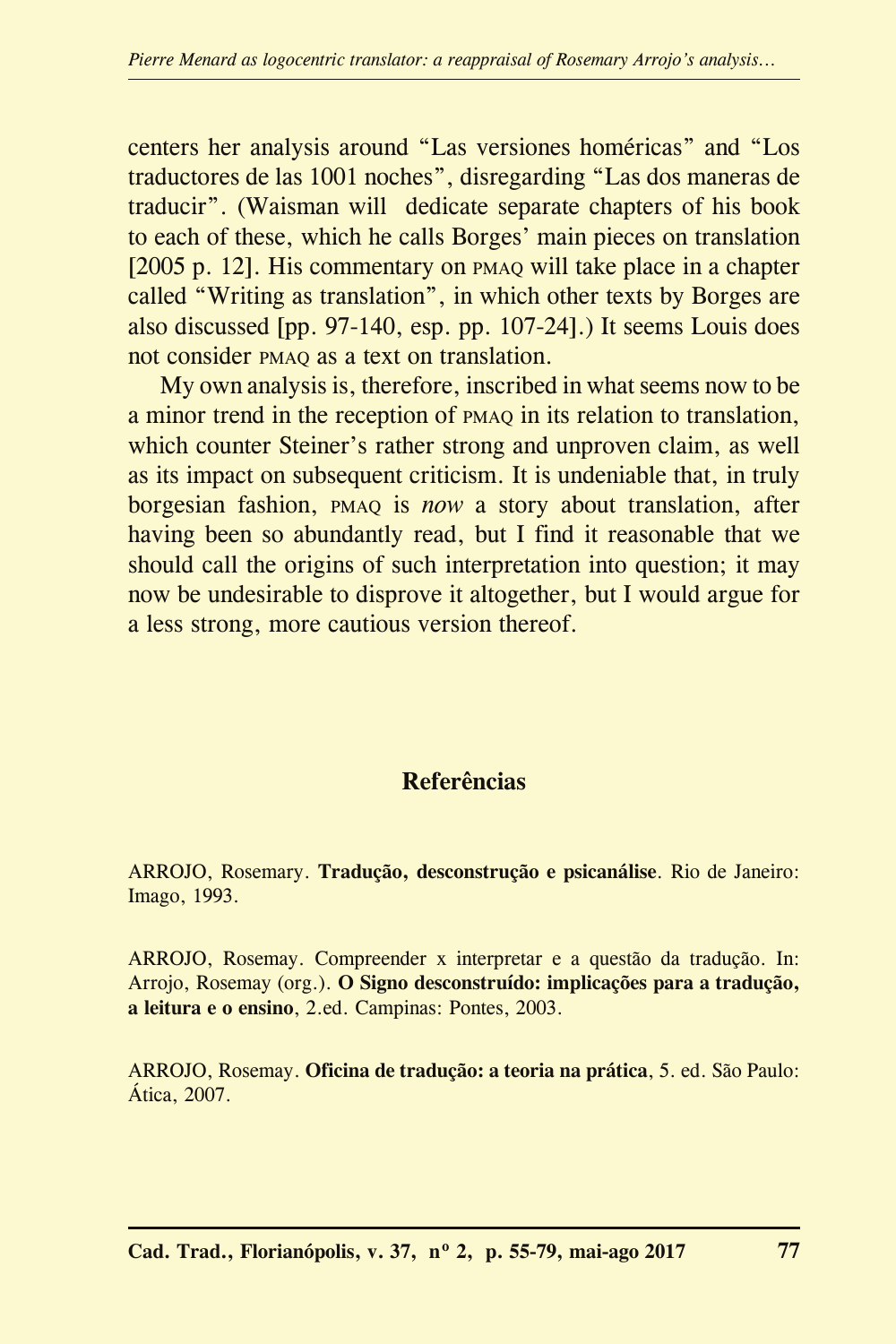centers her analysis around "Las versiones homéricas" and "Los traductores de las 1001 noches", disregarding "Las dos maneras de traducir". (Waisman will  dedicate separate chapters of his book to each of these, which he calls Borges' main pieces on translation [2005 p. 12]. His commentary on PMAQ will take place in a chapter called "Writing as translation", in which other texts by Borges are also discussed [pp. 97-140, esp. pp. 107-24].) It seems Louis does not consider PMAQ as a text on translation.

My own analysis is, therefore, inscribed in what seems now to be a minor trend in the reception of PMAQ in its relation to translation, which counter Steiner's rather strong and unproven claim, as well as its impact on subsequent criticism. It is undeniable that, in truly borgesian fashion, PMAQ is *now* a story about translation, after having been so abundantly read, but I find it reasonable that we should call the origins of such interpretation into question; it may now be undesirable to disprove it altogether, but I would argue for a less strong, more cautious version thereof.

## Referências

ARROJO, Rosemary. **Tradução, desconstrução e psicanálise**. Rio de Janeiro: Imago, 1993.

ARROJO, Rosemay. Compreender x interpretar e a questão da tradução. In: Arrojo, Rosemay (org.). **O Signo desconstruído: implicações para a tradução, a leitura e o ensino**, 2.ed. Campinas: Pontes, 2003.

ARROJO, Rosemay. **Oficina de tradução: a teoria na prática**, 5. ed. São Paulo: Ática, 2007.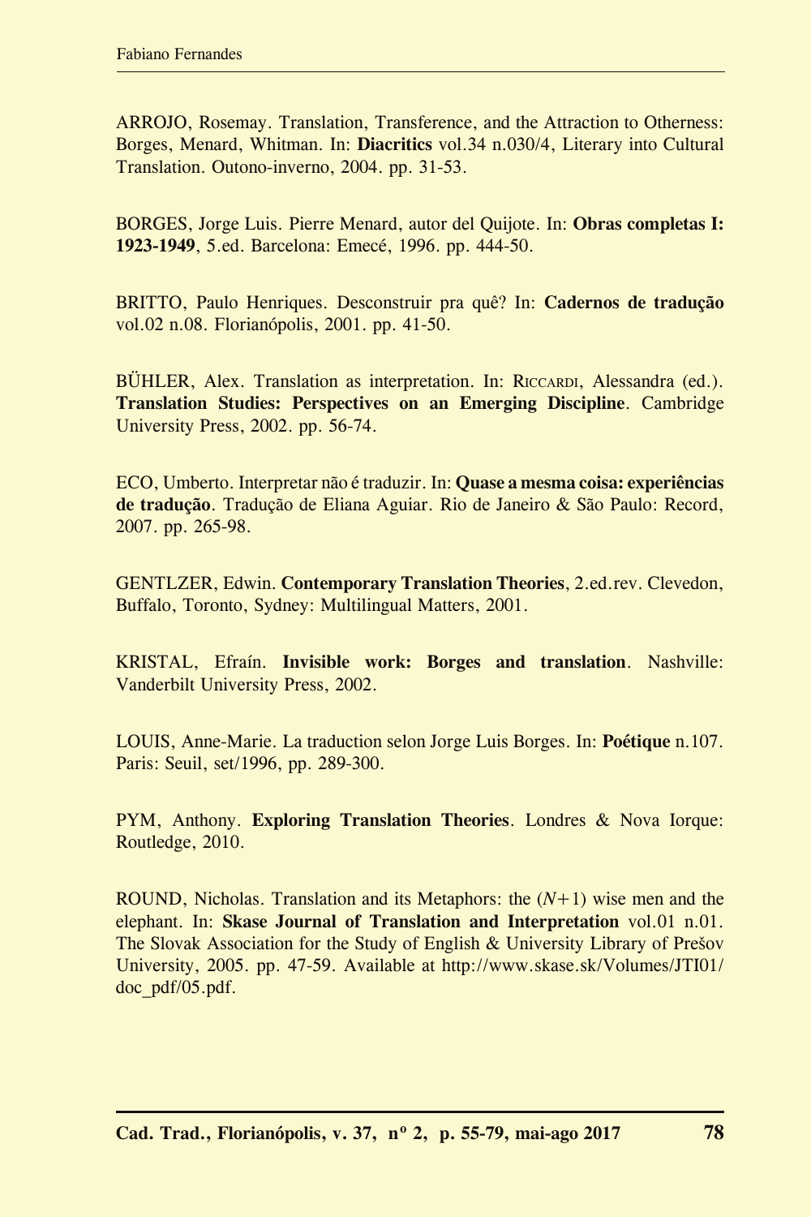ARROJO, Rosemay. Translation, Transference, and the Attraction to Otherness: Borges, Menard, Whitman. In: **Diacritics** vol.34 n.030/4, Literary into Cultural Translation. Outono-inverno, 2004. pp. 31-53.

BORGES, Jorge Luis. Pierre Menard, autor del Quijote. In: **Obras completas I: 1923-1949**, 5.ed. Barcelona: Emecé, 1996. pp. 444-50.

BRITTO, Paulo Henriques. Desconstruir pra quê? In: **Cadernos de tradução** vol.02 n.08. Florianópolis, 2001. pp. 41-50.

BÜHLER, Alex. Translation as interpretation. In: RICCARDI, Alessandra (ed.). **Translation Studies: Perspectives on an Emerging Discipline**. Cambridge University Press, 2002. pp. 56-74.

ECO, Umberto. Interpretar não é traduzir. In: **Quase a mesma coisa: experiências de tradução**. Tradução de Eliana Aguiar. Rio de Janeiro & São Paulo: Record, 2007. pp. 265-98.

GENTLZER, Edwin. **Contemporary Translation Theories**, 2.ed.rev. Clevedon, Buffalo, Toronto, Sydney: Multilingual Matters, 2001.

KRISTAL, Efraín. **Invisible work: Borges and translation**. Nashville: Vanderbilt University Press, 2002.

LOUIS, Anne-Marie. La traduction selon Jorge Luis Borges. In: **Poétique** n.107. Paris: Seuil, set/1996, pp. 289-300.

PYM, Anthony. **Exploring Translation Theories**. Londres & Nova Iorque: Routledge, 2010.

ROUND, Nicholas. Translation and its Metaphors: the ($N+1$) wise men and the elephant. In: **Skase Journal of Translation and Interpretation** vol.01 n.01. The Slovak Association for the Study of English & University Library of Prešov University, 2005. pp. 47-59. Available at http://www.skase.sk/Volumes/JTI01/doc_pdf/05.pdf.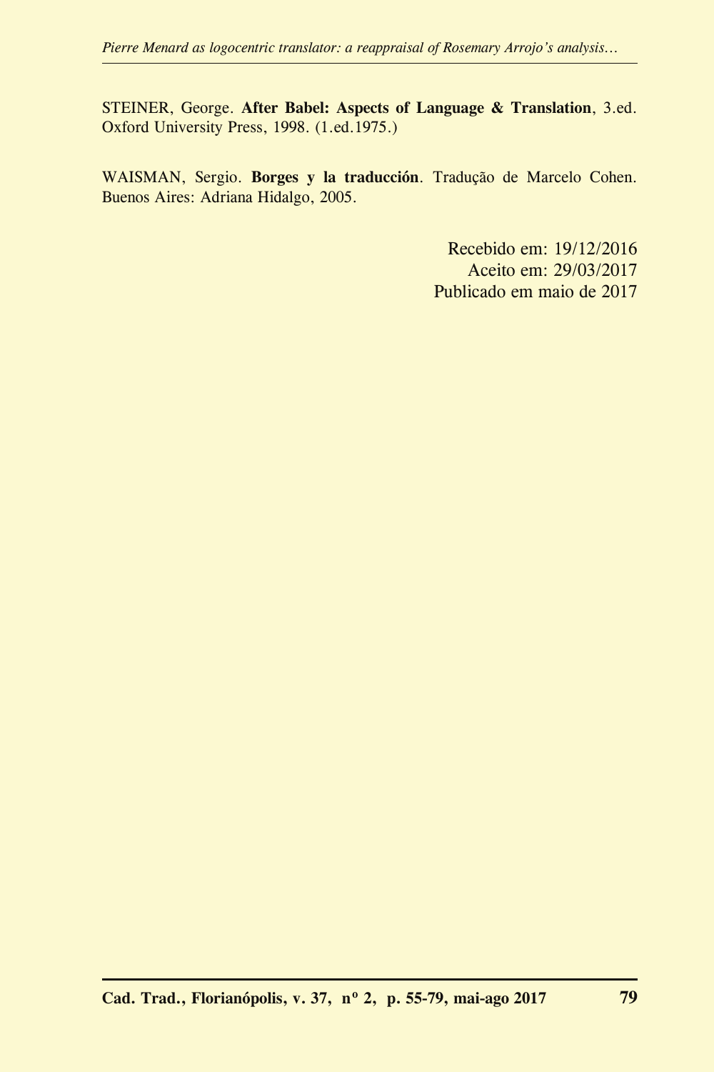STEINER, George. **After Babel: Aspects of Language & Translation**, 3.ed. Oxford University Press, 1998. (1.ed.1975.)

WAISMAN, Sergio. **Borges y la traducción**. Tradução de Marcelo Cohen. Buenos Aires: Adriana Hidalgo, 2005.

Recebido em: 19/12/2016
Aceito em: 29/03/2017
Publicado em maio de 2017